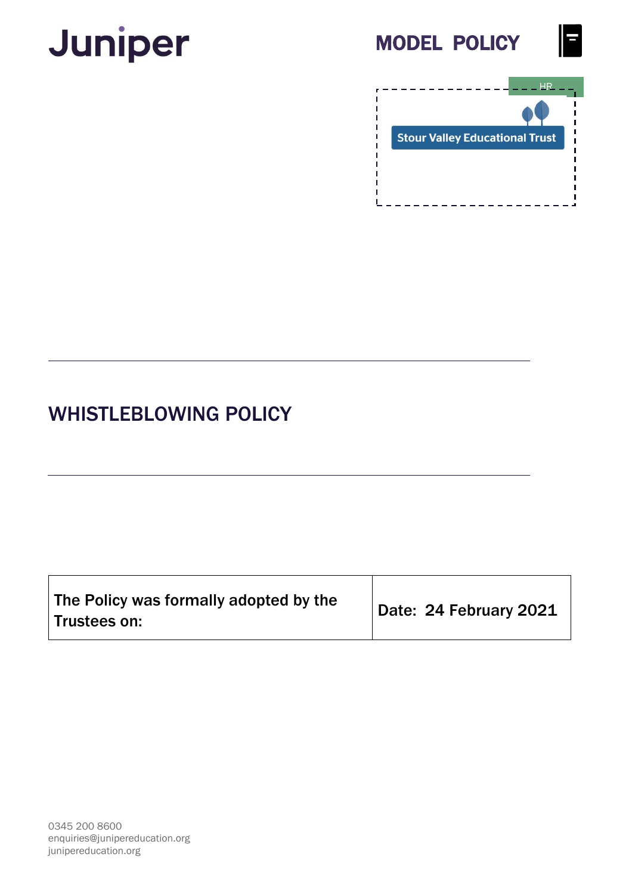Juniper

MODEL POLICY

HR

Stour Valley Educational Trust

# WHISTLEBLOWING POLICY

| The Policy was formally adopted by the Trustees on: | Date: 24 February 2021 |
|---|---|

0345 200 8600
enquiries@junipereducation.org
junipereducation.org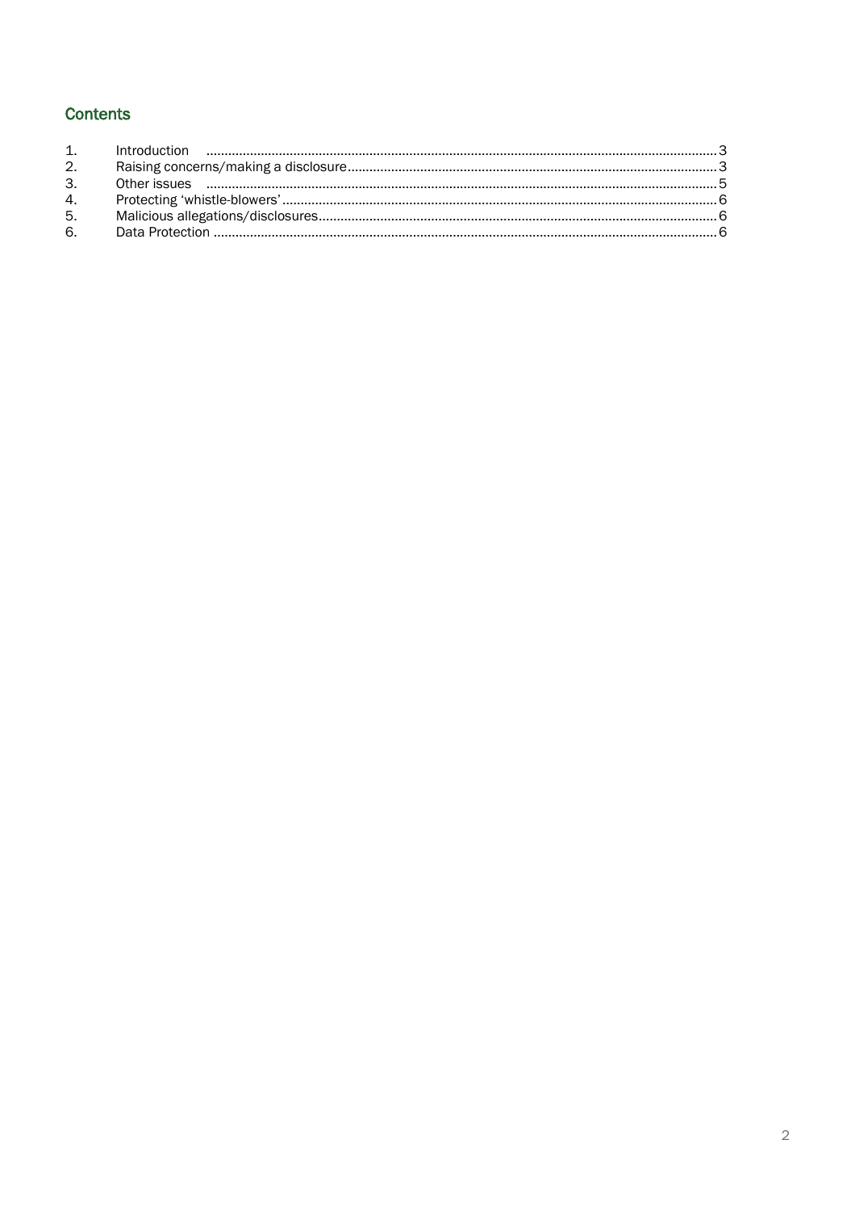## Contents

| | | |
|---|---|---|
| 1. | Introduction | 3 |
| 2. | Raising concerns/making a disclosure | 3 |
| 3. | Other issues | 5 |
| 4. | Protecting 'whistle-blowers' | 6 |
| 5. | Malicious allegations/disclosures | 6 |
| 6. | Data Protection | 6 |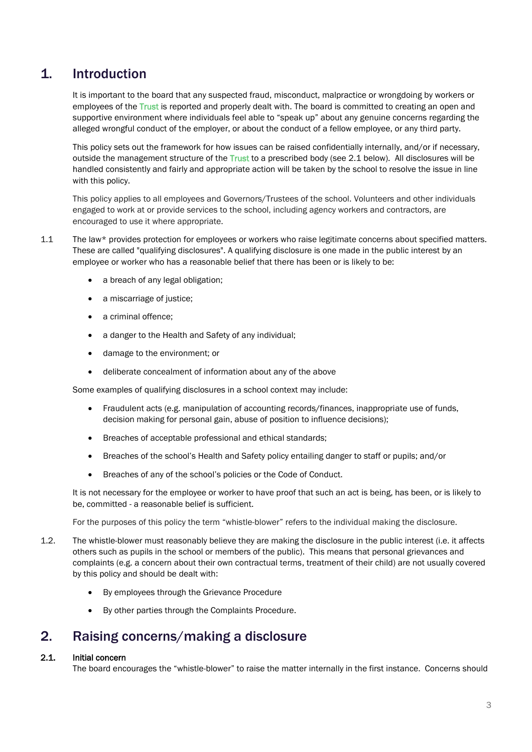# 1. Introduction

It is important to the board that any suspected fraud, misconduct, malpractice or wrongdoing by workers or employees of the Trust is reported and properly dealt with. The board is committed to creating an open and supportive environment where individuals feel able to "speak up" about any genuine concerns regarding the alleged wrongful conduct of the employer, or about the conduct of a fellow employee, or any third party.

This policy sets out the framework for how issues can be raised confidentially internally, and/or if necessary, outside the management structure of the Trust to a prescribed body (see 2.1 below). All disclosures will be handled consistently and fairly and appropriate action will be taken by the school to resolve the issue in line with this policy.

This policy applies to all employees and Governors/Trustees of the school. Volunteers and other individuals engaged to work at or provide services to the school, including agency workers and contractors, are encouraged to use it where appropriate.

1.1 The law* provides protection for employees or workers who raise legitimate concerns about specified matters. These are called "qualifying disclosures". A qualifying disclosure is one made in the public interest by an employee or worker who has a reasonable belief that there has been or is likely to be:

- a breach of any legal obligation;
- a miscarriage of justice;
- a criminal offence;
- a danger to the Health and Safety of any individual;
- damage to the environment; or
- deliberate concealment of information about any of the above

Some examples of qualifying disclosures in a school context may include:

- Fraudulent acts (e.g. manipulation of accounting records/finances, inappropriate use of funds, decision making for personal gain, abuse of position to influence decisions);
- Breaches of acceptable professional and ethical standards;
- Breaches of the school's Health and Safety policy entailing danger to staff or pupils; and/or
- Breaches of any of the school's policies or the Code of Conduct.

It is not necessary for the employee or worker to have proof that such an act is being, has been, or is likely to be, committed - a reasonable belief is sufficient.

For the purposes of this policy the term "whistle-blower" refers to the individual making the disclosure.

1.2. The whistle-blower must reasonably believe they are making the disclosure in the public interest (i.e. it affects others such as pupils in the school or members of the public). This means that personal grievances and complaints (e.g. a concern about their own contractual terms, treatment of their child) are not usually covered by this policy and should be dealt with:

- By employees through the Grievance Procedure
- By other parties through the Complaints Procedure.

# 2. Raising concerns/making a disclosure

**2.1. Initial concern**

The board encourages the "whistle-blower" to raise the matter internally in the first instance. Concerns should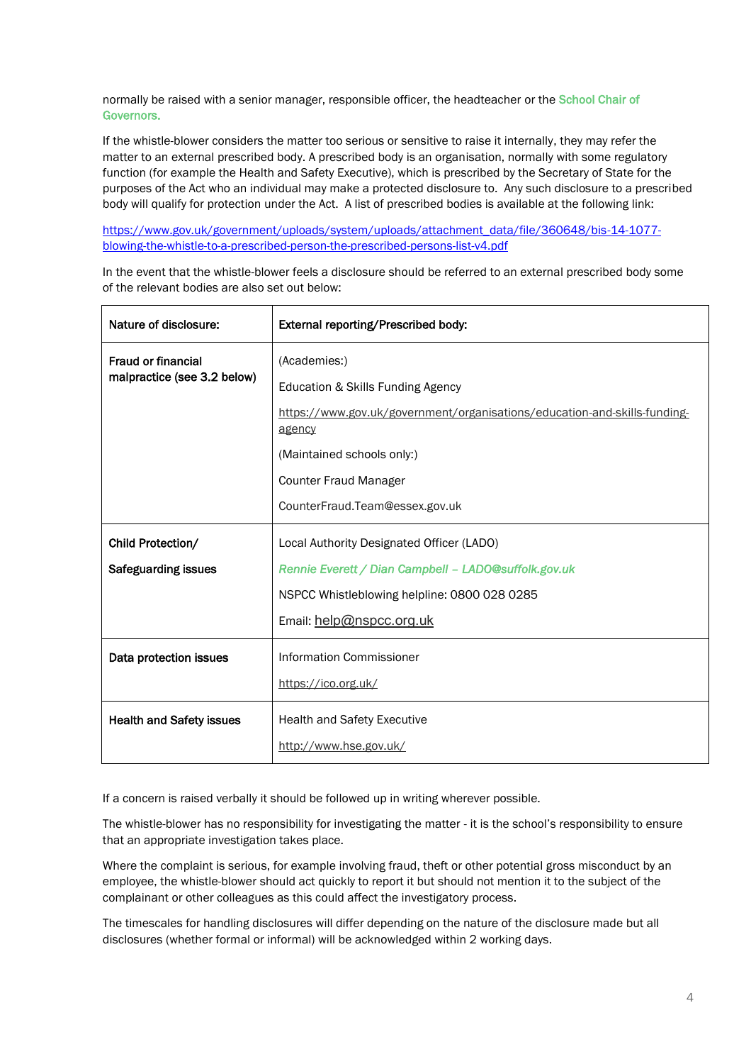normally be raised with a senior manager, responsible officer, the headteacher or the School Chair of Governors.

If the whistle-blower considers the matter too serious or sensitive to raise it internally, they may refer the matter to an external prescribed body. A prescribed body is an organisation, normally with some regulatory function (for example the Health and Safety Executive), which is prescribed by the Secretary of State for the purposes of the Act who an individual may make a protected disclosure to. Any such disclosure to a prescribed body will qualify for protection under the Act. A list of prescribed bodies is available at the following link:

https://www.gov.uk/government/uploads/system/uploads/attachment_data/file/360648/bis-14-1077-blowing-the-whistle-to-a-prescribed-person-the-prescribed-persons-list-v4.pdf

In the event that the whistle-blower feels a disclosure should be referred to an external prescribed body some of the relevant bodies are also set out below:

| **Nature of disclosure:** | **External reporting/Prescribed body:** |
|---|---|
| **Fraud or financial malpractice (see 3.2 below)** | (Academies:)<br>Education & Skills Funding Agency<br>https://www.gov.uk/government/organisations/education-and-skills-funding-agency<br>(Maintained schools only:)<br>Counter Fraud Manager<br>CounterFraud.Team@essex.gov.uk |
| **Child Protection/**<br>**Safeguarding issues** | Local Authority Designated Officer (LADO)<br>*Rennie Everett / Dian Campbell – LADO@suffolk.gov.uk*<br>NSPCC Whistleblowing helpline: 0800 028 0285<br>Email: help@nspcc.org.uk |
| **Data protection issues** | Information Commissioner<br>https://ico.org.uk/ |
| **Health and Safety issues** | Health and Safety Executive<br>http://www.hse.gov.uk/ |

If a concern is raised verbally it should be followed up in writing wherever possible.

The whistle-blower has no responsibility for investigating the matter - it is the school's responsibility to ensure that an appropriate investigation takes place.

Where the complaint is serious, for example involving fraud, theft or other potential gross misconduct by an employee, the whistle-blower should act quickly to report it but should not mention it to the subject of the complainant or other colleagues as this could affect the investigatory process.

The timescales for handling disclosures will differ depending on the nature of the disclosure made but all disclosures (whether formal or informal) will be acknowledged within 2 working days.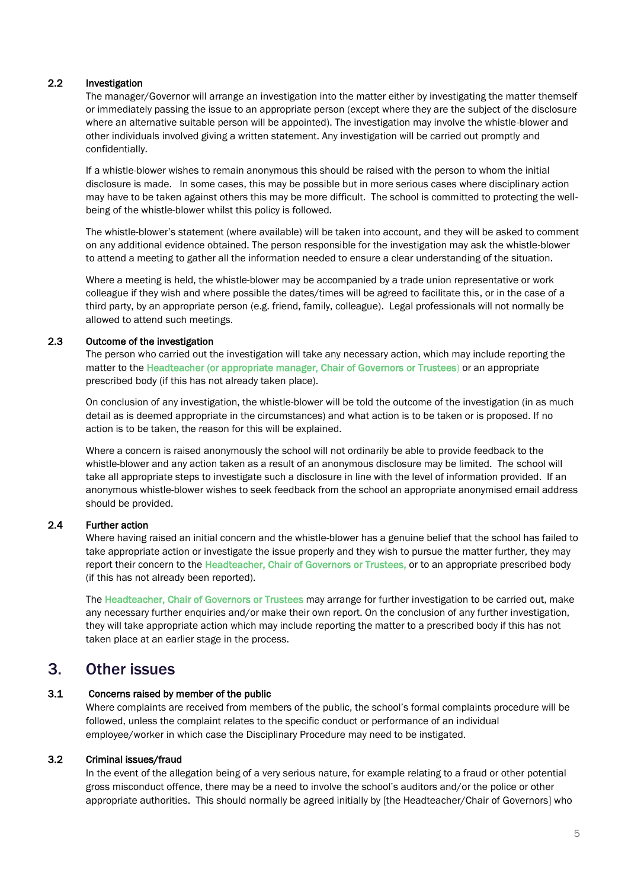### 2.2 Investigation

The manager/Governor will arrange an investigation into the matter either by investigating the matter themself or immediately passing the issue to an appropriate person (except where they are the subject of the disclosure where an alternative suitable person will be appointed). The investigation may involve the whistle-blower and other individuals involved giving a written statement. Any investigation will be carried out promptly and confidentially.

If a whistle-blower wishes to remain anonymous this should be raised with the person to whom the initial disclosure is made. In some cases, this may be possible but in more serious cases where disciplinary action may have to be taken against others this may be more difficult. The school is committed to protecting the well-being of the whistle-blower whilst this policy is followed.

The whistle-blower's statement (where available) will be taken into account, and they will be asked to comment on any additional evidence obtained. The person responsible for the investigation may ask the whistle-blower to attend a meeting to gather all the information needed to ensure a clear understanding of the situation.

Where a meeting is held, the whistle-blower may be accompanied by a trade union representative or work colleague if they wish and where possible the dates/times will be agreed to facilitate this, or in the case of a third party, by an appropriate person (e.g. friend, family, colleague). Legal professionals will not normally be allowed to attend such meetings.

### 2.3 Outcome of the investigation

The person who carried out the investigation will take any necessary action, which may include reporting the matter to the Headteacher (or appropriate manager, Chair of Governors or Trustees) or an appropriate prescribed body (if this has not already taken place).

On conclusion of any investigation, the whistle-blower will be told the outcome of the investigation (in as much detail as is deemed appropriate in the circumstances) and what action is to be taken or is proposed. If no action is to be taken, the reason for this will be explained.

Where a concern is raised anonymously the school will not ordinarily be able to provide feedback to the whistle-blower and any action taken as a result of an anonymous disclosure may be limited. The school will take all appropriate steps to investigate such a disclosure in line with the level of information provided. If an anonymous whistle-blower wishes to seek feedback from the school an appropriate anonymised email address should be provided.

### 2.4 Further action

Where having raised an initial concern and the whistle-blower has a genuine belief that the school has failed to take appropriate action or investigate the issue properly and they wish to pursue the matter further, they may report their concern to the Headteacher, Chair of Governors or Trustees, or to an appropriate prescribed body (if this has not already been reported).

The Headteacher, Chair of Governors or Trustees may arrange for further investigation to be carried out, make any necessary further enquiries and/or make their own report. On the conclusion of any further investigation, they will take appropriate action which may include reporting the matter to a prescribed body if this has not taken place at an earlier stage in the process.

## 3. Other issues

### 3.1 Concerns raised by member of the public

Where complaints are received from members of the public, the school's formal complaints procedure will be followed, unless the complaint relates to the specific conduct or performance of an individual employee/worker in which case the Disciplinary Procedure may need to be instigated.

### 3.2 Criminal issues/fraud

In the event of the allegation being of a very serious nature, for example relating to a fraud or other potential gross misconduct offence, there may be a need to involve the school's auditors and/or the police or other appropriate authorities. This should normally be agreed initially by [the Headteacher/Chair of Governors] who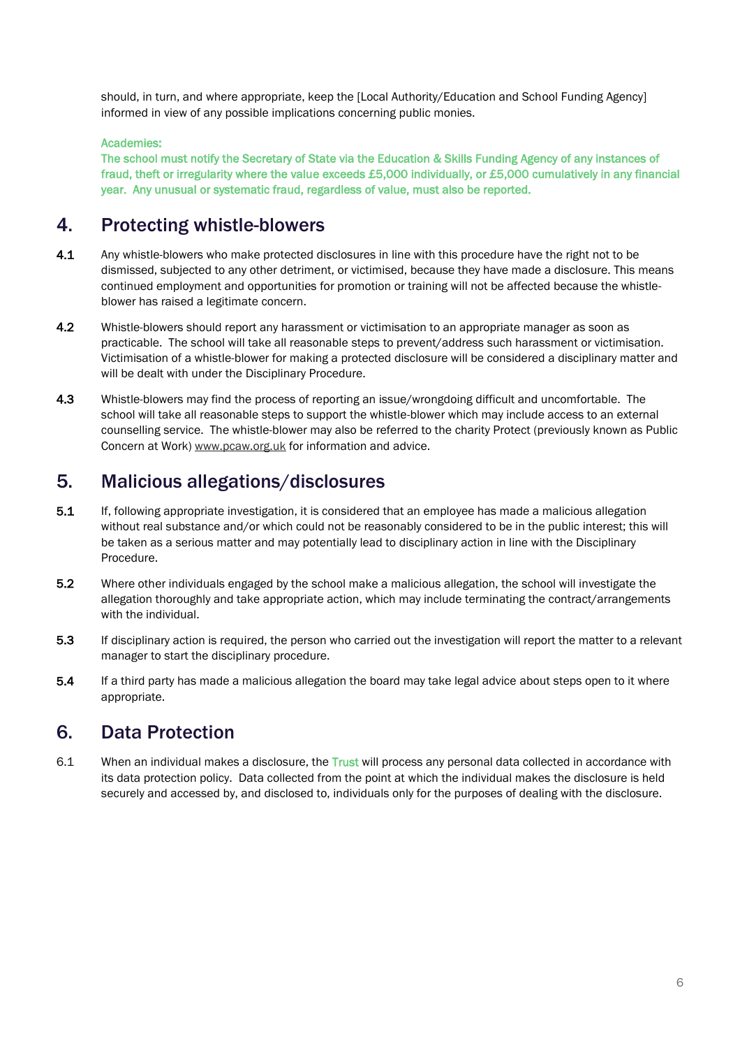should, in turn, and where appropriate, keep the [Local Authority/Education and School Funding Agency] informed in view of any possible implications concerning public monies.

**Academies:**
**The school must notify the Secretary of State via the Education & Skills Funding Agency of any instances of fraud, theft or irregularity where the value exceeds £5,000 individually, or £5,000 cumulatively in any financial year. Any unusual or systematic fraud, regardless of value, must also be reported.**

## 4. Protecting whistle-blowers

**4.1** Any whistle-blowers who make protected disclosures in line with this procedure have the right not to be dismissed, subjected to any other detriment, or victimised, because they have made a disclosure. This means continued employment and opportunities for promotion or training will not be affected because the whistle-blower has raised a legitimate concern.

**4.2** Whistle-blowers should report any harassment or victimisation to an appropriate manager as soon as practicable. The school will take all reasonable steps to prevent/address such harassment or victimisation. Victimisation of a whistle-blower for making a protected disclosure will be considered a disciplinary matter and will be dealt with under the Disciplinary Procedure.

**4.3** Whistle-blowers may find the process of reporting an issue/wrongdoing difficult and uncomfortable. The school will take all reasonable steps to support the whistle-blower which may include access to an external counselling service. The whistle-blower may also be referred to the charity Protect (previously known as Public Concern at Work) www.pcaw.org.uk for information and advice.

## 5. Malicious allegations/disclosures

**5.1** If, following appropriate investigation, it is considered that an employee has made a malicious allegation without real substance and/or which could not be reasonably considered to be in the public interest; this will be taken as a serious matter and may potentially lead to disciplinary action in line with the Disciplinary Procedure.

**5.2** Where other individuals engaged by the school make a malicious allegation, the school will investigate the allegation thoroughly and take appropriate action, which may include terminating the contract/arrangements with the individual.

**5.3** If disciplinary action is required, the person who carried out the investigation will report the matter to a relevant manager to start the disciplinary procedure.

**5.4** If a third party has made a malicious allegation the board may take legal advice about steps open to it where appropriate.

## 6. Data Protection

6.1 When an individual makes a disclosure, the Trust will process any personal data collected in accordance with its data protection policy. Data collected from the point at which the individual makes the disclosure is held securely and accessed by, and disclosed to, individuals only for the purposes of dealing with the disclosure.